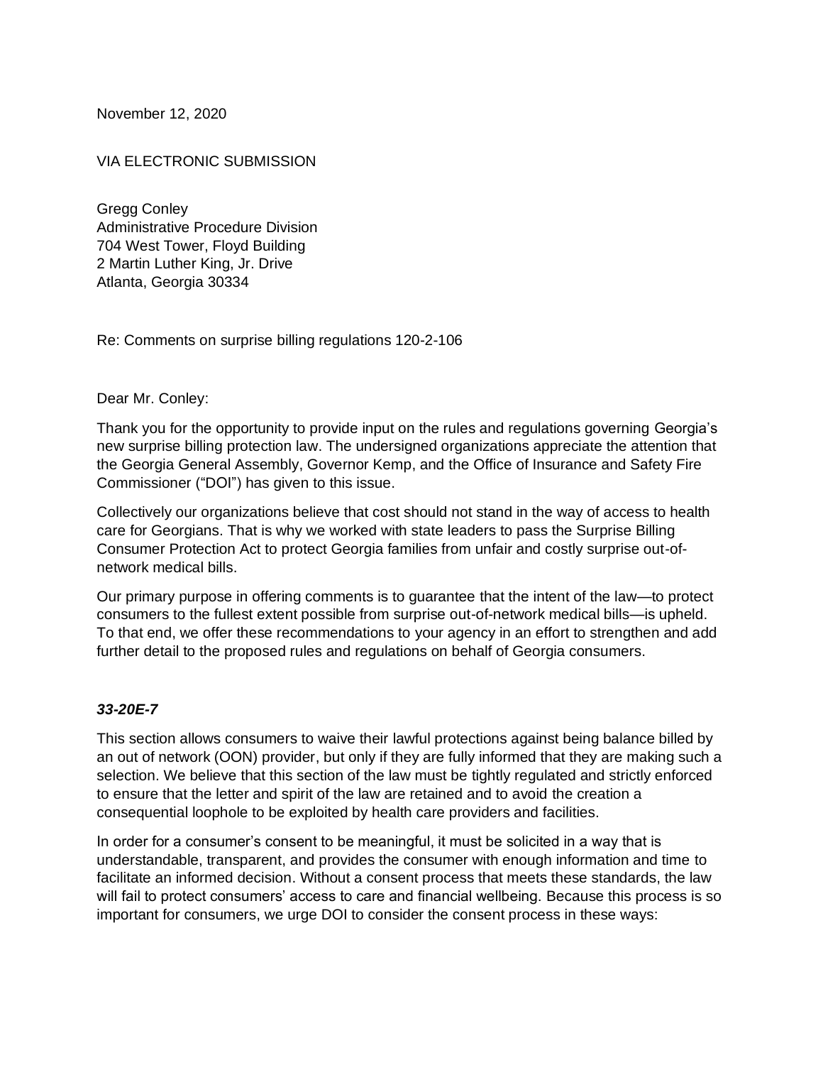November 12, 2020

VIA ELECTRONIC SUBMISSION

Gregg Conley
Administrative Procedure Division
704 West Tower, Floyd Building
2 Martin Luther King, Jr. Drive
Atlanta, Georgia 30334

Re: Comments on surprise billing regulations 120-2-106

Dear Mr. Conley:

Thank you for the opportunity to provide input on the rules and regulations governing Georgia's new surprise billing protection law. The undersigned organizations appreciate the attention that the Georgia General Assembly, Governor Kemp, and the Office of Insurance and Safety Fire Commissioner ("DOI") has given to this issue.

Collectively our organizations believe that cost should not stand in the way of access to health care for Georgians. That is why we worked with state leaders to pass the Surprise Billing Consumer Protection Act to protect Georgia families from unfair and costly surprise out-of-network medical bills.

Our primary purpose in offering comments is to guarantee that the intent of the law—to protect consumers to the fullest extent possible from surprise out-of-network medical bills—is upheld. To that end, we offer these recommendations to your agency in an effort to strengthen and add further detail to the proposed rules and regulations on behalf of Georgia consumers.

### *33-20E-7*

This section allows consumers to waive their lawful protections against being balance billed by an out of network (OON) provider, but only if they are fully informed that they are making such a selection. We believe that this section of the law must be tightly regulated and strictly enforced to ensure that the letter and spirit of the law are retained and to avoid the creation a consequential loophole to be exploited by health care providers and facilities.

In order for a consumer's consent to be meaningful, it must be solicited in a way that is understandable, transparent, and provides the consumer with enough information and time to facilitate an informed decision. Without a consent process that meets these standards, the law will fail to protect consumers' access to care and financial wellbeing. Because this process is so important for consumers, we urge DOI to consider the consent process in these ways: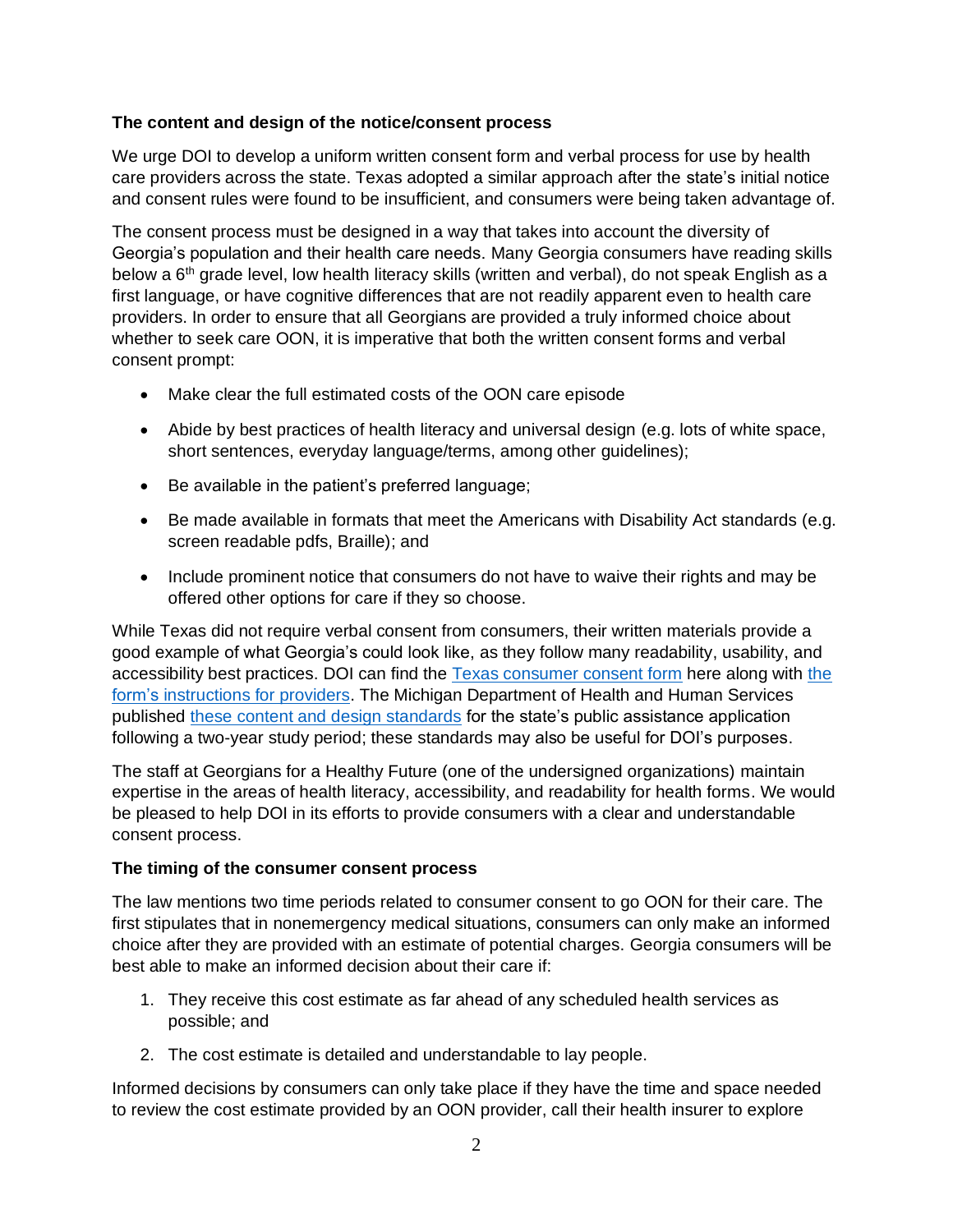**The content and design of the notice/consent process**

We urge DOI to develop a uniform written consent form and verbal process for use by health care providers across the state. Texas adopted a similar approach after the state's initial notice and consent rules were found to be insufficient, and consumers were being taken advantage of.

The consent process must be designed in a way that takes into account the diversity of Georgia's population and their health care needs. Many Georgia consumers have reading skills below a 6th grade level, low health literacy skills (written and verbal), do not speak English as a first language, or have cognitive differences that are not readily apparent even to health care providers. In order to ensure that all Georgians are provided a truly informed choice about whether to seek care OON, it is imperative that both the written consent forms and verbal consent prompt:

- Make clear the full estimated costs of the OON care episode
- Abide by best practices of health literacy and universal design (e.g. lots of white space, short sentences, everyday language/terms, among other guidelines);
- Be available in the patient's preferred language;
- Be made available in formats that meet the Americans with Disability Act standards (e.g. screen readable pdfs, Braille); and
- Include prominent notice that consumers do not have to waive their rights and may be offered other options for care if they so choose.

While Texas did not require verbal consent from consumers, their written materials provide a good example of what Georgia's could look like, as they follow many readability, usability, and accessibility best practices. DOI can find the Texas consumer consent form here along with the form's instructions for providers. The Michigan Department of Health and Human Services published these content and design standards for the state's public assistance application following a two-year study period; these standards may also be useful for DOI's purposes.

The staff at Georgians for a Healthy Future (one of the undersigned organizations) maintain expertise in the areas of health literacy, accessibility, and readability for health forms. We would be pleased to help DOI in its efforts to provide consumers with a clear and understandable consent process.

**The timing of the consumer consent process**

The law mentions two time periods related to consumer consent to go OON for their care. The first stipulates that in nonemergency medical situations, consumers can only make an informed choice after they are provided with an estimate of potential charges. Georgia consumers will be best able to make an informed decision about their care if:

1. They receive this cost estimate as far ahead of any scheduled health services as possible; and
2. The cost estimate is detailed and understandable to lay people.

Informed decisions by consumers can only take place if they have the time and space needed to review the cost estimate provided by an OON provider, call their health insurer to explore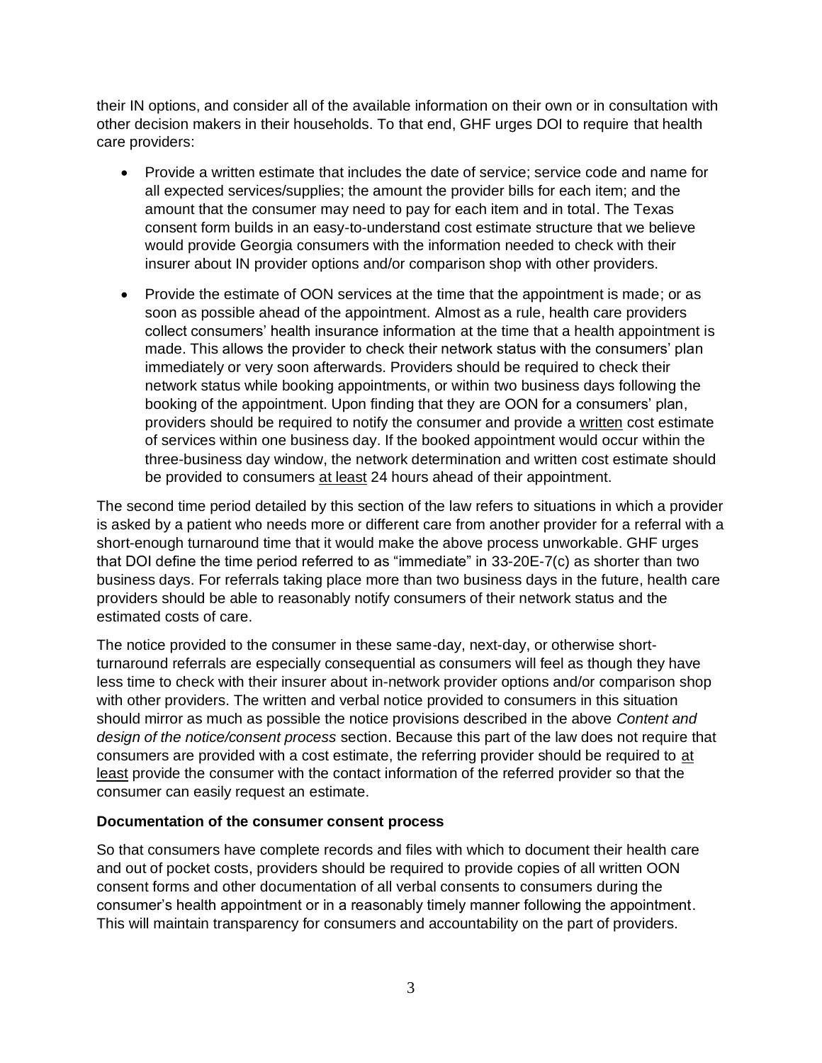their IN options, and consider all of the available information on their own or in consultation with other decision makers in their households. To that end, GHF urges DOI to require that health care providers:

- Provide a written estimate that includes the date of service; service code and name for all expected services/supplies; the amount the provider bills for each item; and the amount that the consumer may need to pay for each item and in total. The Texas consent form builds in an easy-to-understand cost estimate structure that we believe would provide Georgia consumers with the information needed to check with their insurer about IN provider options and/or comparison shop with other providers.
- Provide the estimate of OON services at the time that the appointment is made; or as soon as possible ahead of the appointment. Almost as a rule, health care providers collect consumers' health insurance information at the time that a health appointment is made. This allows the provider to check their network status with the consumers' plan immediately or very soon afterwards. Providers should be required to check their network status while booking appointments, or within two business days following the booking of the appointment. Upon finding that they are OON for a consumers' plan, providers should be required to notify the consumer and provide a <u>written</u> cost estimate of services within one business day. If the booked appointment would occur within the three-business day window, the network determination and written cost estimate should be provided to consumers <u>at least</u> 24 hours ahead of their appointment.

The second time period detailed by this section of the law refers to situations in which a provider is asked by a patient who needs more or different care from another provider for a referral with a short-enough turnaround time that it would make the above process unworkable. GHF urges that DOI define the time period referred to as "immediate" in 33-20E-7(c) as shorter than two business days. For referrals taking place more than two business days in the future, health care providers should be able to reasonably notify consumers of their network status and the estimated costs of care.

The notice provided to the consumer in these same-day, next-day, or otherwise short-turnaround referrals are especially consequential as consumers will feel as though they have less time to check with their insurer about in-network provider options and/or comparison shop with other providers. The written and verbal notice provided to consumers in this situation should mirror as much as possible the notice provisions described in the above *Content and design of the notice/consent process* section. Because this part of the law does not require that consumers are provided with a cost estimate, the referring provider should be required to <u>at least</u> provide the consumer with the contact information of the referred provider so that the consumer can easily request an estimate.

**Documentation of the consumer consent process**

So that consumers have complete records and files with which to document their health care and out of pocket costs, providers should be required to provide copies of all written OON consent forms and other documentation of all verbal consents to consumers during the consumer's health appointment or in a reasonably timely manner following the appointment. This will maintain transparency for consumers and accountability on the part of providers.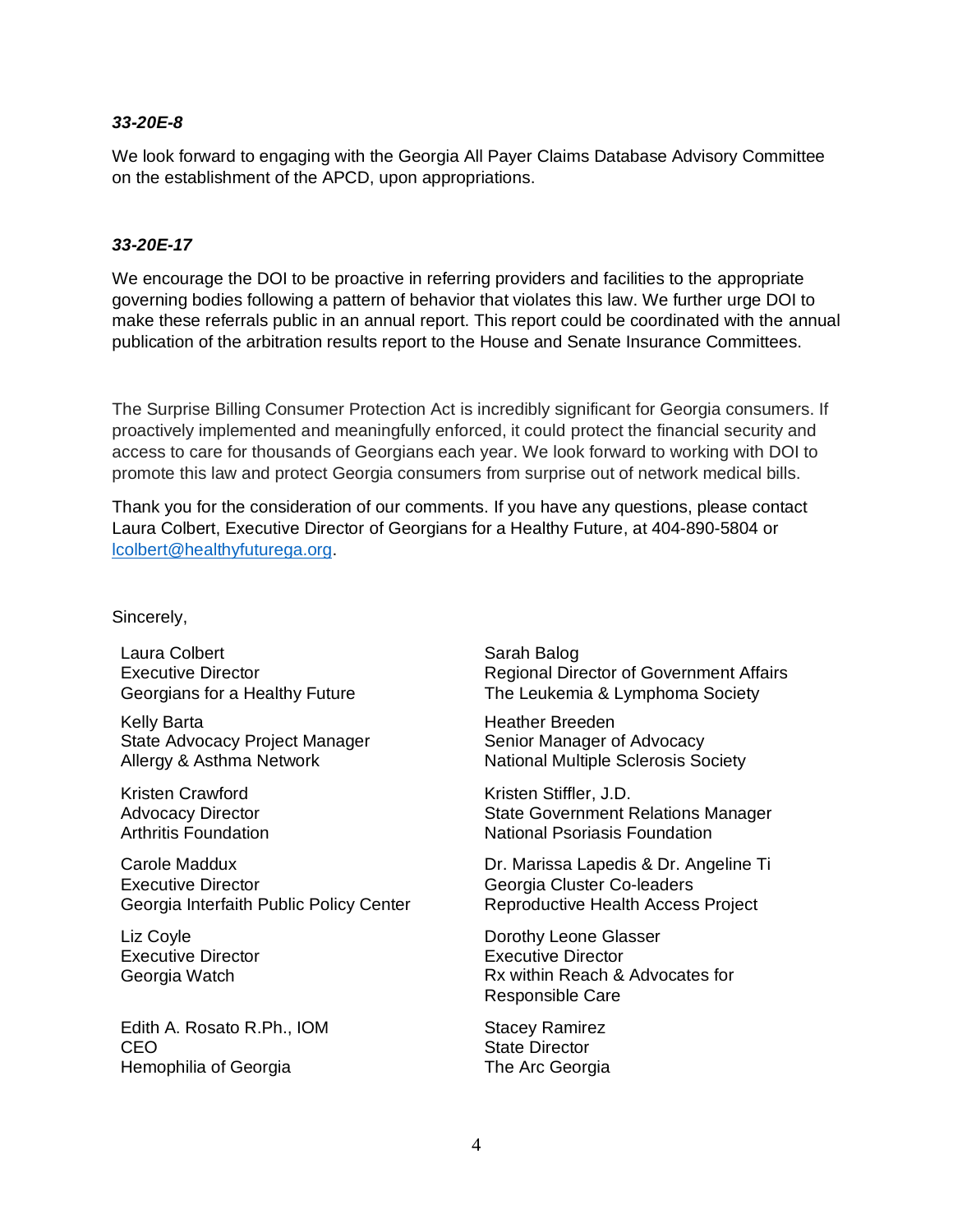***33-20E-8***

We look forward to engaging with the Georgia All Payer Claims Database Advisory Committee on the establishment of the APCD, upon appropriations.

***33-20E-17***

We encourage the DOI to be proactive in referring providers and facilities to the appropriate governing bodies following a pattern of behavior that violates this law. We further urge DOI to make these referrals public in an annual report. This report could be coordinated with the annual publication of the arbitration results report to the House and Senate Insurance Committees.

The Surprise Billing Consumer Protection Act is incredibly significant for Georgia consumers. If proactively implemented and meaningfully enforced, it could protect the financial security and access to care for thousands of Georgians each year. We look forward to working with DOI to promote this law and protect Georgia consumers from surprise out of network medical bills.

Thank you for the consideration of our comments. If you have any questions, please contact Laura Colbert, Executive Director of Georgians for a Healthy Future, at 404-890-5804 or lcolbert@healthyfuturega.org.

Sincerely,

Laura Colbert
Executive Director
Georgians for a Healthy Future

Kelly Barta
State Advocacy Project Manager
Allergy & Asthma Network

Kristen Crawford
Advocacy Director
Arthritis Foundation

Carole Maddux
Executive Director
Georgia Interfaith Public Policy Center

Liz Coyle
Executive Director
Georgia Watch

Edith A. Rosato R.Ph., IOM
CEO
Hemophilia of Georgia

Sarah Balog
Regional Director of Government Affairs
The Leukemia & Lymphoma Society

Heather Breeden
Senior Manager of Advocacy
National Multiple Sclerosis Society

Kristen Stiffler, J.D.
State Government Relations Manager
National Psoriasis Foundation

Dr. Marissa Lapedis & Dr. Angeline Ti
Georgia Cluster Co-leaders
Reproductive Health Access Project

Dorothy Leone Glasser
Executive Director
Rx within Reach & Advocates for Responsible Care

Stacey Ramirez
State Director
The Arc Georgia